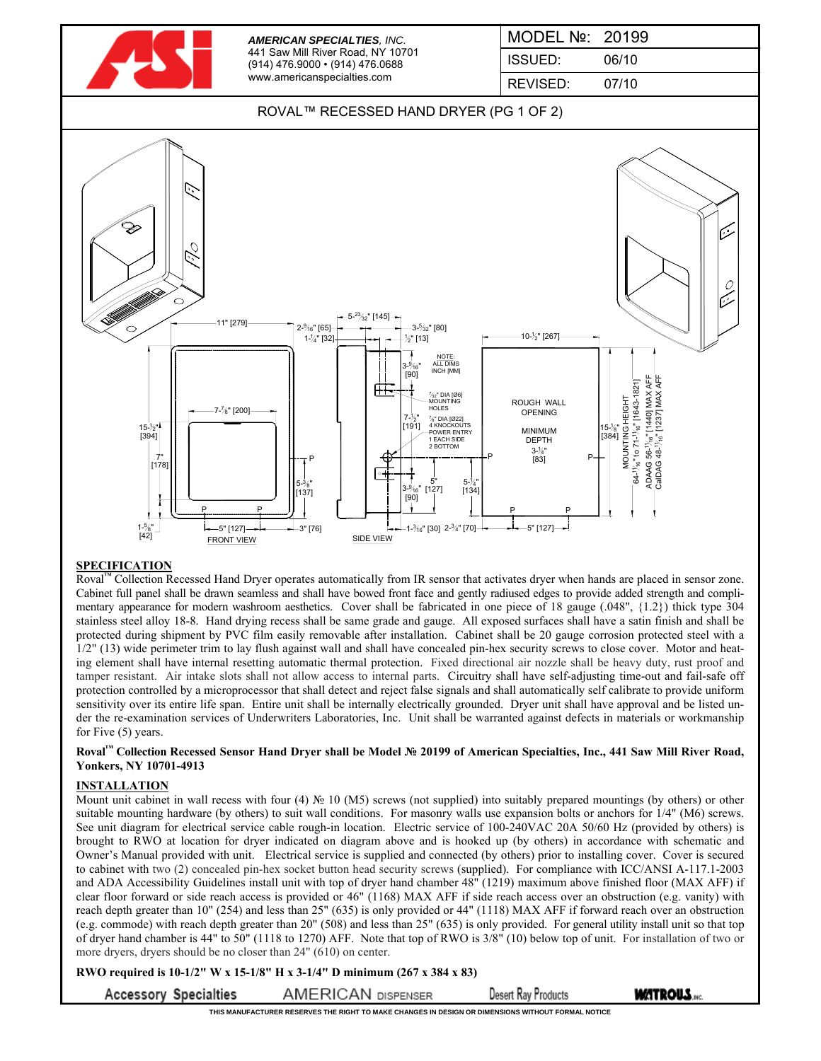**AMERICAN SPECIALTIES**, INC.
441 Saw Mill River Road, NY 10701
(914) 476.9000 • (914) 476.0688
www.americanspecialties.com

| MODEL №: | 20199 |
|---|---|
| ISSUED: | 06/10 |
| REVISED: | 07/10 |

# ROVAL™ RECESSED HAND DRYER (PG 1 OF 2)

## SPECIFICATION

Roval™ Collection Recessed Hand Dryer operates automatically from IR sensor that activates dryer when hands are placed in sensor zone. Cabinet full panel shall be drawn seamless and shall have bowed front face and gently radiused edges to provide added strength and complimentary appearance for modern washroom aesthetics. Cover shall be fabricated in one piece of 18 gauge (.048", {1.2}) thick type 304 stainless steel alloy 18-8. Hand drying recess shall be same grade and gauge. All exposed surfaces shall have a satin finish and shall be protected during shipment by PVC film easily removable after installation. Cabinet shall be 20 gauge corrosion protected steel with a 1/2" (13) wide perimeter trim to lay flush against wall and shall have concealed pin-hex security screws to close cover. Motor and heating element shall have internal resetting automatic thermal protection. Fixed directional air nozzle shall be heavy duty, rust proof and tamper resistant. Air intake slots shall not allow access to internal parts. Circuitry shall have self-adjusting time-out and fail-safe off protection controlled by a microprocessor that shall detect and reject false signals and shall automatically self calibrate to provide uniform sensitivity over its entire life span. Entire unit shall be internally electrically grounded. Dryer unit shall have approval and be listed under the re-examination services of Underwriters Laboratories, Inc. Unit shall be warranted against defects in materials or workmanship for Five (5) years.

**Roval™ Collection Recessed Sensor Hand Dryer shall be Model № 20199 of American Specialties, Inc., 441 Saw Mill River Road, Yonkers, NY 10701-4913**

## INSTALLATION

Mount unit cabinet in wall recess with four (4) № 10 (M5) screws (not supplied) into suitably prepared mountings (by others) or other suitable mounting hardware (by others) to suit wall conditions. For masonry walls use expansion bolts or anchors for 1/4" (M6) screws. See unit diagram for electrical service cable rough-in location. Electric service of 100-240VAC 20A 50/60 Hz (provided by others) is brought to RWO at location for dryer indicated on diagram above and is hooked up (by others) in accordance with schematic and Owner's Manual provided with unit. Electrical service is supplied and connected (by others) prior to installing cover. Cover is secured to cabinet with two (2) concealed pin-hex socket button head security screws (supplied). For compliance with ICC/ANSI A-117.1-2003 and ADA Accessibility Guidelines install unit with top of dryer hand chamber 48" (1219) maximum above finished floor (MAX AFF) if clear floor forward or side reach access is provided or 46" (1168) MAX AFF if side reach access over an obstruction (e.g. vanity) with reach depth greater than 10" (254) and less than 25" (635) is only provided or 44" (1118) MAX AFF if forward reach over an obstruction (e.g. commode) with reach depth greater than 20" (508) and less than 25" (635) is only provided. For general utility install unit so that top of dryer hand chamber is 44" to 50" (1118 to 1270) AFF. Note that top of RWO is 3/8" (10) below top of unit. For installation of two or more dryers, dryers should be no closer than 24" (610) on center.

**RWO required is 10-1/2" W x 15-1/8" H x 3-1/4" D minimum (267 x 384 x 83)**

Accessory Specialties AMERICAN DISPENSER Desert Ray Products WATROUS INC.

THIS MANUFACTURER RESERVES THE RIGHT TO MAKE CHANGES IN DESIGN OR DIMENSIONS WITHOUT FORMAL NOTICE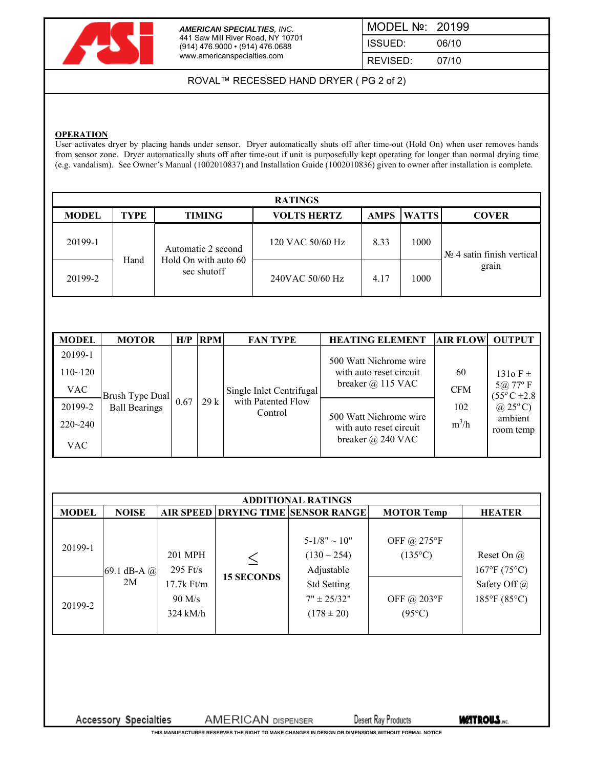AMERICAN SPECIALTIES, INC.
441 Saw Mill River Road, NY 10701
(914) 476.9000 • (914) 476.0688
www.americanspecialties.com

| MODEL №: | 20199 |
|---|---|
| ISSUED: | 06/10 |
| REVISED: | 07/10 |

ROVAL™ RECESSED HAND DRYER ( PG 2 of 2)

**OPERATION**

User activates dryer by placing hands under sensor. Dryer automatically shuts off after time-out (Hold On) when user removes hands from sensor zone. Dryer automatically shuts off after time-out if unit is purposefully kept operating for longer than normal drying time (e.g. vandalism). See Owner's Manual (1002010837) and Installation Guide (1002010836) given to owner after installation is complete.

| RATINGS | | | | | | |
|---|---|---|---|---|---|---|
| **MODEL** | **TYPE** | **TIMING** | **VOLTS HERTZ** | **AMPS** | **WATTS** | **COVER** |
| 20199-1 | Hand | Automatic 2 second Hold On with auto 60 sec shutoff | 120 VAC 50/60 Hz | 8.33 | 1000 | № 4 satin finish vertical grain |
| 20199-2 | | | 240VAC 50/60 Hz | 4.17 | 1000 | |

| MODEL | MOTOR | H/P | RPM | FAN TYPE | HEATING ELEMENT | AIR FLOW | OUTPUT |
|---|---|---|---|---|---|---|---|
| 20199-1 110~120 VAC | Brush Type Dual Ball Bearings | 0.67 | 29 k | Single Inlet Centrifugal with Patented Flow Control | 500 Watt Nichrome wire with auto reset circuit breaker @ 115 VAC | 60 CFM 102 $m^3/h$ | 131o F ± 5@ 77° F (55° C ±2.8 @ 25° C) ambient room temp |
| 20199-2 220~240 VAC | | | | | 500 Watt Nichrome wire with auto reset circuit breaker @ 240 VAC | | |

| ADDITIONAL RATINGS | | | | | | |
|---|---|---|---|---|---|---|
| **MODEL** | **NOISE** | **AIR SPEED** | **DRYING TIME** | **SENSOR RANGE** | **MOTOR Temp** | **HEATER** |
| 20199-1 | 69.1 dB-A @ 2M | 201 MPH 295 Ft/s 17.7k Ft/m 90 M/s 324 kM/h | ≤ **15 SECONDS** | 5-1/8" ~ 10" (130 ~ 254) Adjustable Std Setting 7" ± 25/32" (178 ± 20) | OFF @ 275°F (135°C) | Reset On @ 167°F (75°C) Safety Off @ 185°F (85°C) |
| 20199-2 | | | | | OFF @ 203°F (95°C) | |

Accessory Specialties AMERICAN DISPENSER Desert Ray Products WATROUS INC.

THIS MANUFACTURER RESERVES THE RIGHT TO MAKE CHANGES IN DESIGN OR DIMENSIONS WITHOUT FORMAL NOTICE